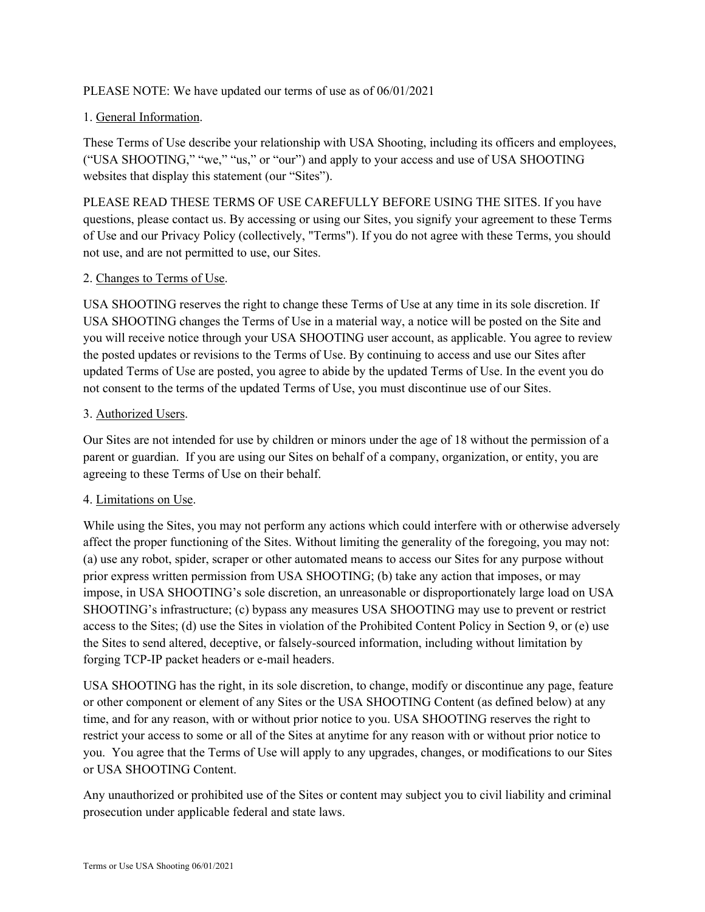PLEASE NOTE: We have updated our terms of use as of 06/01/2021

1. General Information.

These Terms of Use describe your relationship with USA Shooting, including its officers and employees, (“USA SHOOTING,” “we,” “us,” or “our”) and apply to your access and use of USA SHOOTING websites that display this statement (our “Sites”).

PLEASE READ THESE TERMS OF USE CAREFULLY BEFORE USING THE SITES. If you have questions, please contact us. By accessing or using our Sites, you signify your agreement to these Terms of Use and our Privacy Policy (collectively, "Terms"). If you do not agree with these Terms, you should not use, and are not permitted to use, our Sites.

2. Changes to Terms of Use.

USA SHOOTING reserves the right to change these Terms of Use at any time in its sole discretion. If USA SHOOTING changes the Terms of Use in a material way, a notice will be posted on the Site and you will receive notice through your USA SHOOTING user account, as applicable. You agree to review the posted updates or revisions to the Terms of Use. By continuing to access and use our Sites after updated Terms of Use are posted, you agree to abide by the updated Terms of Use. In the event you do not consent to the terms of the updated Terms of Use, you must discontinue use of our Sites.

3. Authorized Users.

Our Sites are not intended for use by children or minors under the age of 18 without the permission of a parent or guardian. If you are using our Sites on behalf of a company, organization, or entity, you are agreeing to these Terms of Use on their behalf.

4. Limitations on Use.

While using the Sites, you may not perform any actions which could interfere with or otherwise adversely affect the proper functioning of the Sites. Without limiting the generality of the foregoing, you may not: (a) use any robot, spider, scraper or other automated means to access our Sites for any purpose without prior express written permission from USA SHOOTING; (b) take any action that imposes, or may impose, in USA SHOOTING’s sole discretion, an unreasonable or disproportionately large load on USA SHOOTING’s infrastructure; (c) bypass any measures USA SHOOTING may use to prevent or restrict access to the Sites; (d) use the Sites in violation of the Prohibited Content Policy in Section 9, or (e) use the Sites to send altered, deceptive, or falsely-sourced information, including without limitation by forging TCP-IP packet headers or e-mail headers.

USA SHOOTING has the right, in its sole discretion, to change, modify or discontinue any page, feature or other component or element of any Sites or the USA SHOOTING Content (as defined below) at any time, and for any reason, with or without prior notice to you. USA SHOOTING reserves the right to restrict your access to some or all of the Sites at anytime for any reason with or without prior notice to you. You agree that the Terms of Use will apply to any upgrades, changes, or modifications to our Sites or USA SHOOTING Content.

Any unauthorized or prohibited use of the Sites or content may subject you to civil liability and criminal prosecution under applicable federal and state laws.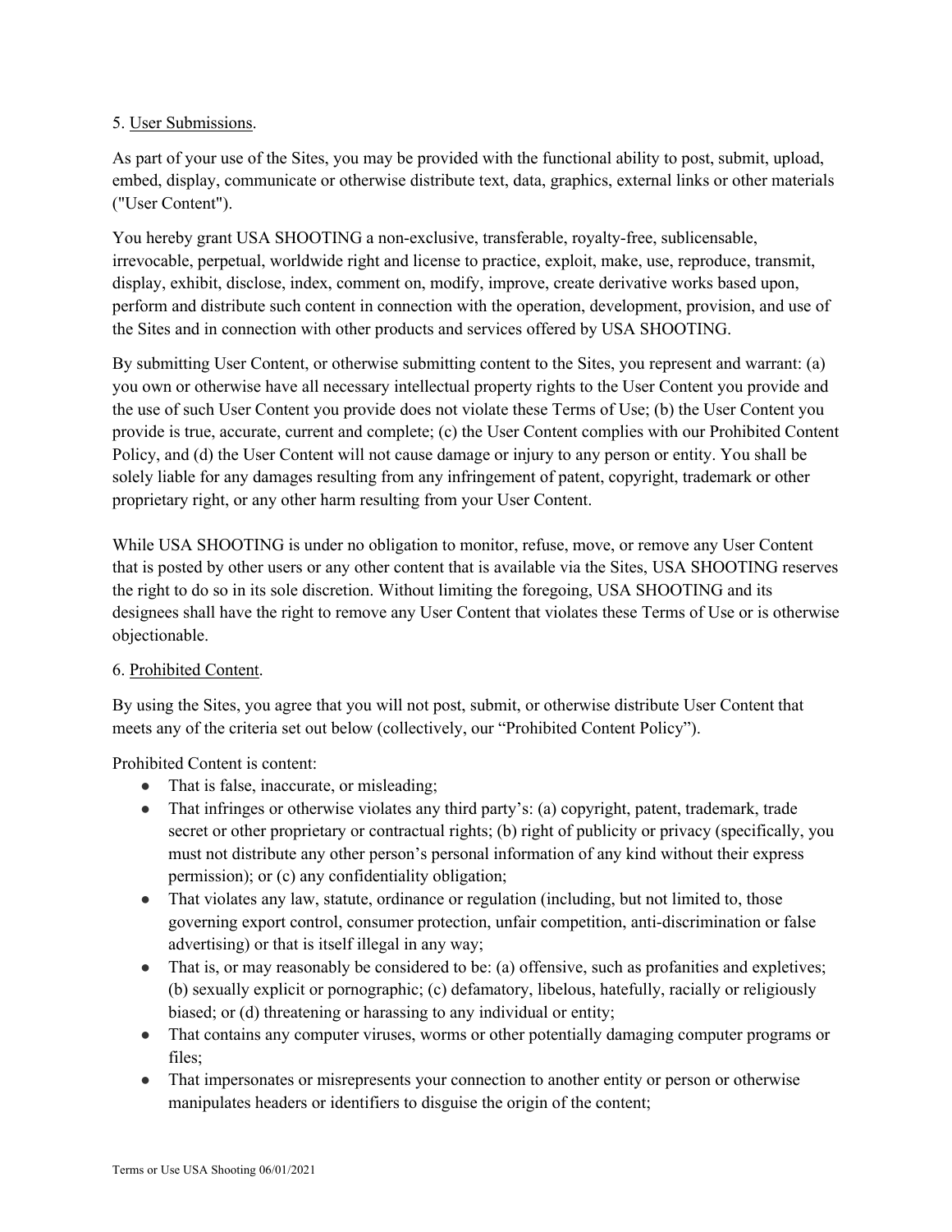5. <u>User Submissions</u>.

As part of your use of the Sites, you may be provided with the functional ability to post, submit, upload, embed, display, communicate or otherwise distribute text, data, graphics, external links or other materials ("User Content").

You hereby grant USA SHOOTING a non-exclusive, transferable, royalty-free, sublicensable, irrevocable, perpetual, worldwide right and license to practice, exploit, make, use, reproduce, transmit, display, exhibit, disclose, index, comment on, modify, improve, create derivative works based upon, perform and distribute such content in connection with the operation, development, provision, and use of the Sites and in connection with other products and services offered by USA SHOOTING.

By submitting User Content, or otherwise submitting content to the Sites, you represent and warrant: (a) you own or otherwise have all necessary intellectual property rights to the User Content you provide and the use of such User Content you provide does not violate these Terms of Use; (b) the User Content you provide is true, accurate, current and complete; (c) the User Content complies with our Prohibited Content Policy, and (d) the User Content will not cause damage or injury to any person or entity. You shall be solely liable for any damages resulting from any infringement of patent, copyright, trademark or other proprietary right, or any other harm resulting from your User Content.

While USA SHOOTING is under no obligation to monitor, refuse, move, or remove any User Content that is posted by other users or any other content that is available via the Sites, USA SHOOTING reserves the right to do so in its sole discretion. Without limiting the foregoing, USA SHOOTING and its designees shall have the right to remove any User Content that violates these Terms of Use or is otherwise objectionable.

6. <u>Prohibited Content</u>.

By using the Sites, you agree that you will not post, submit, or otherwise distribute User Content that meets any of the criteria set out below (collectively, our "Prohibited Content Policy").

Prohibited Content is content:

- That is false, inaccurate, or misleading;
- That infringes or otherwise violates any third party's: (a) copyright, patent, trademark, trade secret or other proprietary or contractual rights; (b) right of publicity or privacy (specifically, you must not distribute any other person's personal information of any kind without their express permission); or (c) any confidentiality obligation;
- That violates any law, statute, ordinance or regulation (including, but not limited to, those governing export control, consumer protection, unfair competition, anti-discrimination or false advertising) or that is itself illegal in any way;
- That is, or may reasonably be considered to be: (a) offensive, such as profanities and expletives; (b) sexually explicit or pornographic; (c) defamatory, libelous, hatefully, racially or religiously biased; or (d) threatening or harassing to any individual or entity;
- That contains any computer viruses, worms or other potentially damaging computer programs or files;
- That impersonates or misrepresents your connection to another entity or person or otherwise manipulates headers or identifiers to disguise the origin of the content;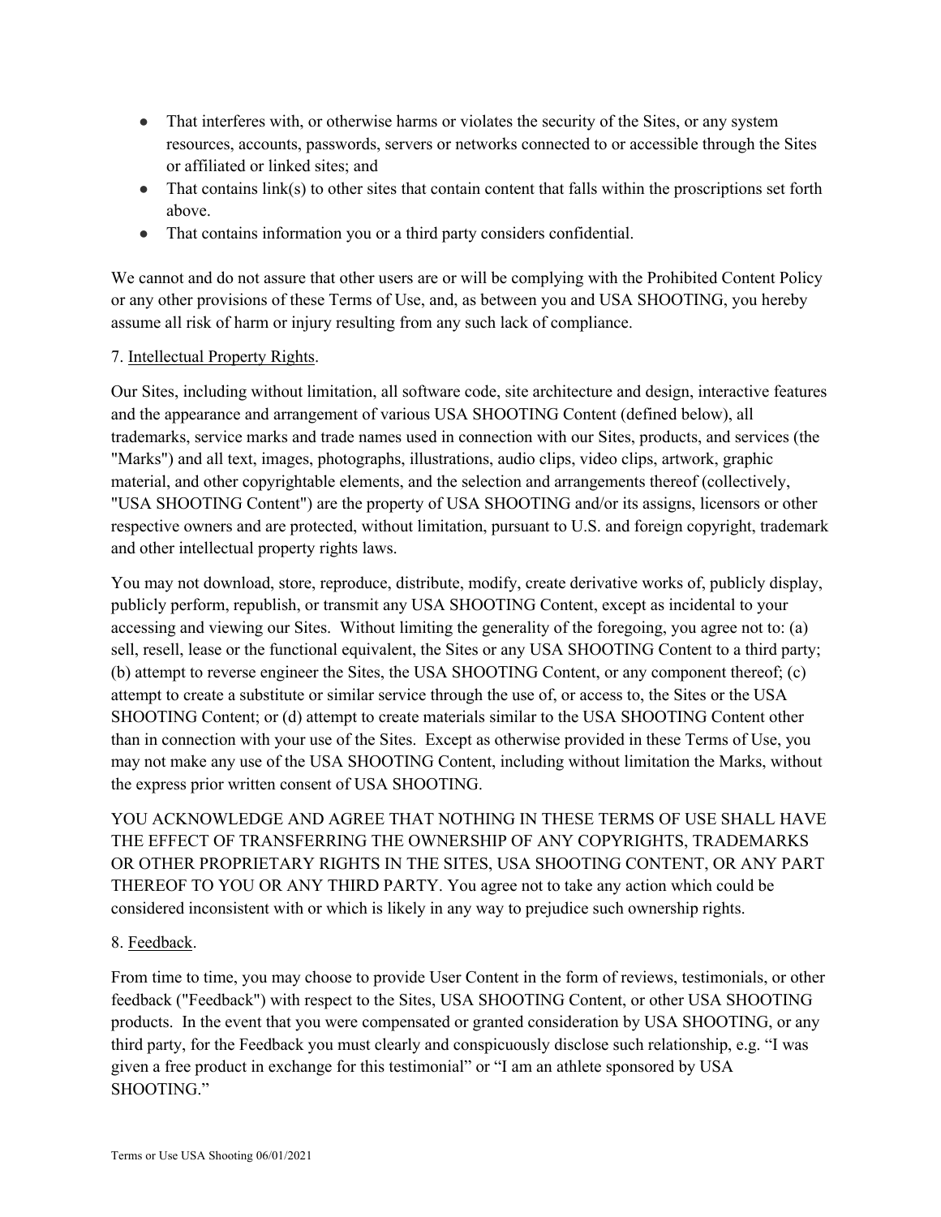- That interferes with, or otherwise harms or violates the security of the Sites, or any system resources, accounts, passwords, servers or networks connected to or accessible through the Sites or affiliated or linked sites; and
- That contains link(s) to other sites that contain content that falls within the proscriptions set forth above.
- That contains information you or a third party considers confidential.

We cannot and do not assure that other users are or will be complying with the Prohibited Content Policy or any other provisions of these Terms of Use, and, as between you and USA SHOOTING, you hereby assume all risk of harm or injury resulting from any such lack of compliance.

7. Intellectual Property Rights.

Our Sites, including without limitation, all software code, site architecture and design, interactive features and the appearance and arrangement of various USA SHOOTING Content (defined below), all trademarks, service marks and trade names used in connection with our Sites, products, and services (the "Marks") and all text, images, photographs, illustrations, audio clips, video clips, artwork, graphic material, and other copyrightable elements, and the selection and arrangements thereof (collectively, "USA SHOOTING Content") are the property of USA SHOOTING and/or its assigns, licensors or other respective owners and are protected, without limitation, pursuant to U.S. and foreign copyright, trademark and other intellectual property rights laws.

You may not download, store, reproduce, distribute, modify, create derivative works of, publicly display, publicly perform, republish, or transmit any USA SHOOTING Content, except as incidental to your accessing and viewing our Sites. Without limiting the generality of the foregoing, you agree not to: (a) sell, resell, lease or the functional equivalent, the Sites or any USA SHOOTING Content to a third party; (b) attempt to reverse engineer the Sites, the USA SHOOTING Content, or any component thereof; (c) attempt to create a substitute or similar service through the use of, or access to, the Sites or the USA SHOOTING Content; or (d) attempt to create materials similar to the USA SHOOTING Content other than in connection with your use of the Sites. Except as otherwise provided in these Terms of Use, you may not make any use of the USA SHOOTING Content, including without limitation the Marks, without the express prior written consent of USA SHOOTING.

YOU ACKNOWLEDGE AND AGREE THAT NOTHING IN THESE TERMS OF USE SHALL HAVE THE EFFECT OF TRANSFERRING THE OWNERSHIP OF ANY COPYRIGHTS, TRADEMARKS OR OTHER PROPRIETARY RIGHTS IN THE SITES, USA SHOOTING CONTENT, OR ANY PART THEREOF TO YOU OR ANY THIRD PARTY. You agree not to take any action which could be considered inconsistent with or which is likely in any way to prejudice such ownership rights.

8. Feedback.

From time to time, you may choose to provide User Content in the form of reviews, testimonials, or other feedback ("Feedback") with respect to the Sites, USA SHOOTING Content, or other USA SHOOTING products. In the event that you were compensated or granted consideration by USA SHOOTING, or any third party, for the Feedback you must clearly and conspicuously disclose such relationship, e.g. "I was given a free product in exchange for this testimonial" or "I am an athlete sponsored by USA SHOOTING."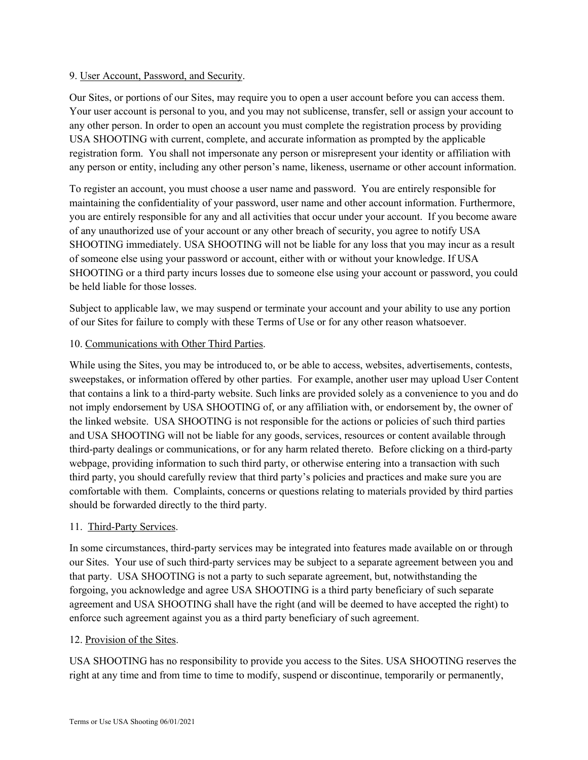9. User Account, Password, and Security.

Our Sites, or portions of our Sites, may require you to open a user account before you can access them. Your user account is personal to you, and you may not sublicense, transfer, sell or assign your account to any other person. In order to open an account you must complete the registration process by providing USA SHOOTING with current, complete, and accurate information as prompted by the applicable registration form. You shall not impersonate any person or misrepresent your identity or affiliation with any person or entity, including any other person's name, likeness, username or other account information.

To register an account, you must choose a user name and password. You are entirely responsible for maintaining the confidentiality of your password, user name and other account information. Furthermore, you are entirely responsible for any and all activities that occur under your account. If you become aware of any unauthorized use of your account or any other breach of security, you agree to notify USA SHOOTING immediately. USA SHOOTING will not be liable for any loss that you may incur as a result of someone else using your password or account, either with or without your knowledge. If USA SHOOTING or a third party incurs losses due to someone else using your account or password, you could be held liable for those losses.

Subject to applicable law, we may suspend or terminate your account and your ability to use any portion of our Sites for failure to comply with these Terms of Use or for any other reason whatsoever.

10. Communications with Other Third Parties.

While using the Sites, you may be introduced to, or be able to access, websites, advertisements, contests, sweepstakes, or information offered by other parties. For example, another user may upload User Content that contains a link to a third-party website. Such links are provided solely as a convenience to you and do not imply endorsement by USA SHOOTING of, or any affiliation with, or endorsement by, the owner of the linked website. USA SHOOTING is not responsible for the actions or policies of such third parties and USA SHOOTING will not be liable for any goods, services, resources or content available through third-party dealings or communications, or for any harm related thereto. Before clicking on a third-party webpage, providing information to such third party, or otherwise entering into a transaction with such third party, you should carefully review that third party's policies and practices and make sure you are comfortable with them. Complaints, concerns or questions relating to materials provided by third parties should be forwarded directly to the third party.

11. Third-Party Services.

In some circumstances, third-party services may be integrated into features made available on or through our Sites. Your use of such third-party services may be subject to a separate agreement between you and that party. USA SHOOTING is not a party to such separate agreement, but, notwithstanding the forgoing, you acknowledge and agree USA SHOOTING is a third party beneficiary of such separate agreement and USA SHOOTING shall have the right (and will be deemed to have accepted the right) to enforce such agreement against you as a third party beneficiary of such agreement.

12. Provision of the Sites.

USA SHOOTING has no responsibility to provide you access to the Sites. USA SHOOTING reserves the right at any time and from time to time to modify, suspend or discontinue, temporarily or permanently,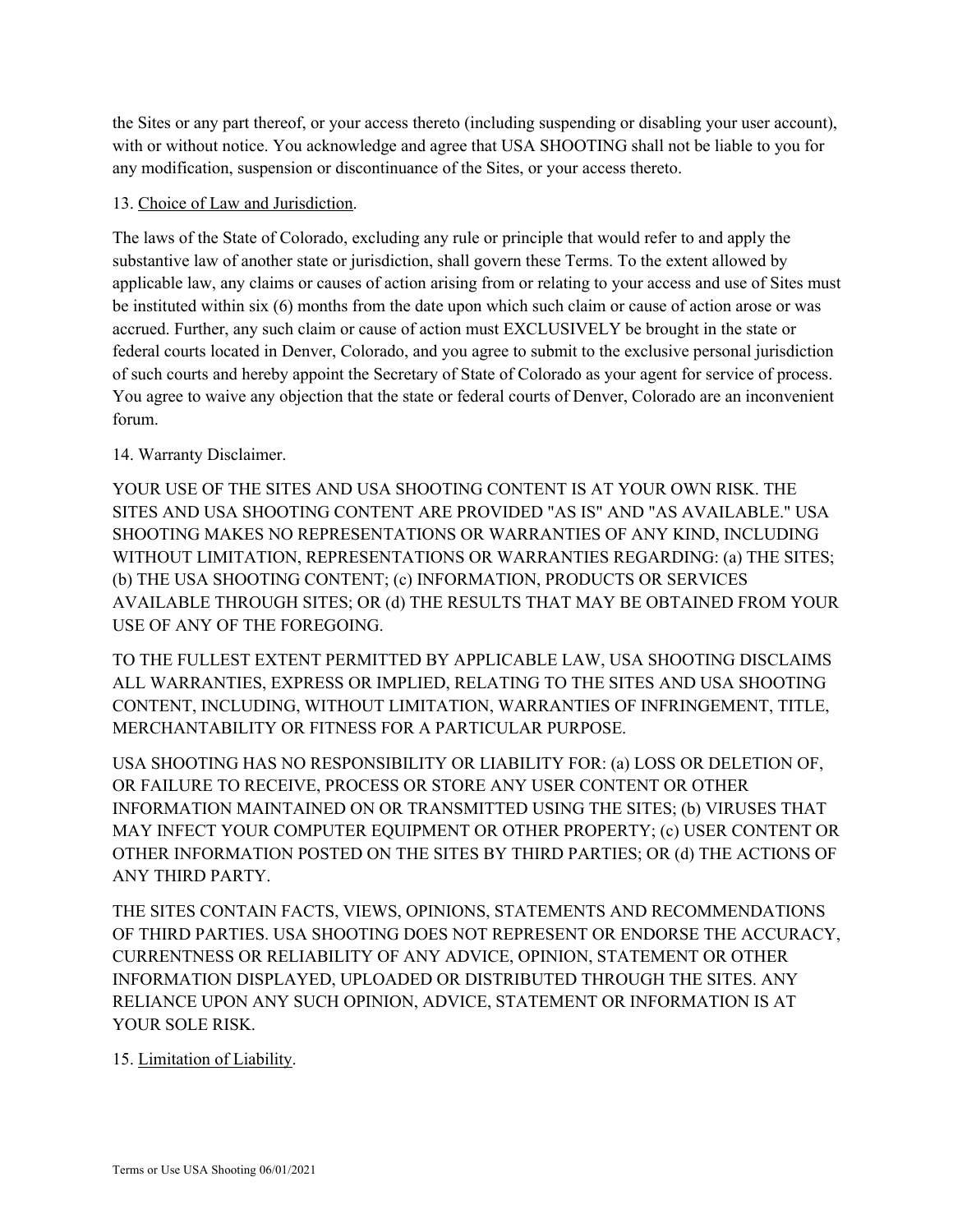the Sites or any part thereof, or your access thereto (including suspending or disabling your user account), with or without notice. You acknowledge and agree that USA SHOOTING shall not be liable to you for any modification, suspension or discontinuance of the Sites, or your access thereto.

13. Choice of Law and Jurisdiction.

The laws of the State of Colorado, excluding any rule or principle that would refer to and apply the substantive law of another state or jurisdiction, shall govern these Terms. To the extent allowed by applicable law, any claims or causes of action arising from or relating to your access and use of Sites must be instituted within six (6) months from the date upon which such claim or cause of action arose or was accrued. Further, any such claim or cause of action must EXCLUSIVELY be brought in the state or federal courts located in Denver, Colorado, and you agree to submit to the exclusive personal jurisdiction of such courts and hereby appoint the Secretary of State of Colorado as your agent for service of process. You agree to waive any objection that the state or federal courts of Denver, Colorado are an inconvenient forum.

14. Warranty Disclaimer.

YOUR USE OF THE SITES AND USA SHOOTING CONTENT IS AT YOUR OWN RISK. THE SITES AND USA SHOOTING CONTENT ARE PROVIDED "AS IS" AND "AS AVAILABLE." USA SHOOTING MAKES NO REPRESENTATIONS OR WARRANTIES OF ANY KIND, INCLUDING WITHOUT LIMITATION, REPRESENTATIONS OR WARRANTIES REGARDING: (a) THE SITES; (b) THE USA SHOOTING CONTENT; (c) INFORMATION, PRODUCTS OR SERVICES AVAILABLE THROUGH SITES; OR (d) THE RESULTS THAT MAY BE OBTAINED FROM YOUR USE OF ANY OF THE FOREGOING.

TO THE FULLEST EXTENT PERMITTED BY APPLICABLE LAW, USA SHOOTING DISCLAIMS ALL WARRANTIES, EXPRESS OR IMPLIED, RELATING TO THE SITES AND USA SHOOTING CONTENT, INCLUDING, WITHOUT LIMITATION, WARRANTIES OF INFRINGEMENT, TITLE, MERCHANTABILITY OR FITNESS FOR A PARTICULAR PURPOSE.

USA SHOOTING HAS NO RESPONSIBILITY OR LIABILITY FOR: (a) LOSS OR DELETION OF, OR FAILURE TO RECEIVE, PROCESS OR STORE ANY USER CONTENT OR OTHER INFORMATION MAINTAINED ON OR TRANSMITTED USING THE SITES; (b) VIRUSES THAT MAY INFECT YOUR COMPUTER EQUIPMENT OR OTHER PROPERTY; (c) USER CONTENT OR OTHER INFORMATION POSTED ON THE SITES BY THIRD PARTIES; OR (d) THE ACTIONS OF ANY THIRD PARTY.

THE SITES CONTAIN FACTS, VIEWS, OPINIONS, STATEMENTS AND RECOMMENDATIONS OF THIRD PARTIES. USA SHOOTING DOES NOT REPRESENT OR ENDORSE THE ACCURACY, CURRENTNESS OR RELIABILITY OF ANY ADVICE, OPINION, STATEMENT OR OTHER INFORMATION DISPLAYED, UPLOADED OR DISTRIBUTED THROUGH THE SITES. ANY RELIANCE UPON ANY SUCH OPINION, ADVICE, STATEMENT OR INFORMATION IS AT YOUR SOLE RISK.

15. Limitation of Liability.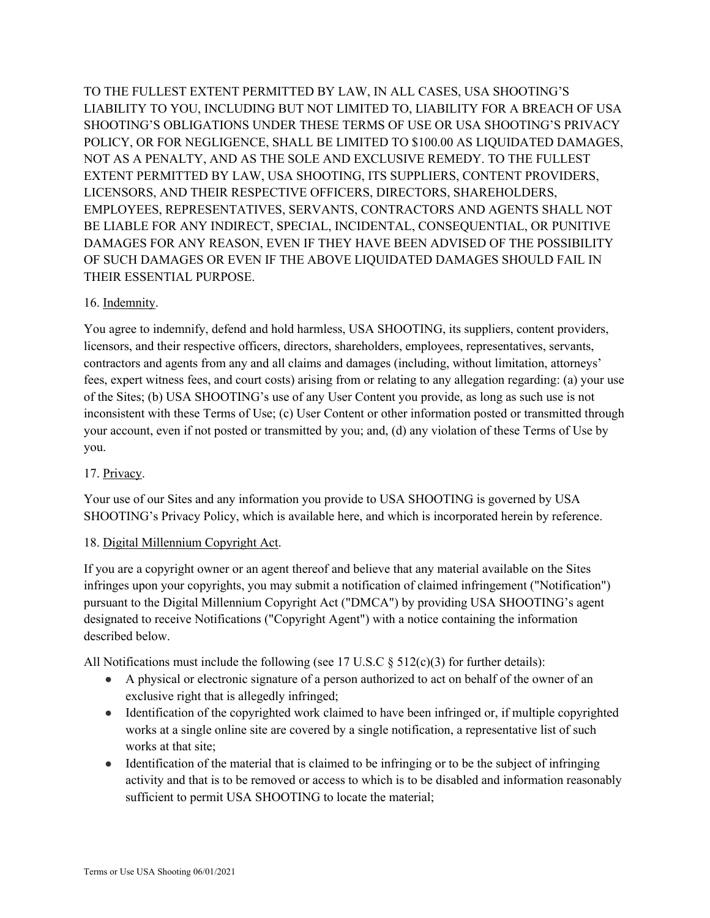TO THE FULLEST EXTENT PERMITTED BY LAW, IN ALL CASES, USA SHOOTING'S LIABILITY TO YOU, INCLUDING BUT NOT LIMITED TO, LIABILITY FOR A BREACH OF USA SHOOTING'S OBLIGATIONS UNDER THESE TERMS OF USE OR USA SHOOTING'S PRIVACY POLICY, OR FOR NEGLIGENCE, SHALL BE LIMITED TO $100.00 AS LIQUIDATED DAMAGES, NOT AS A PENALTY, AND AS THE SOLE AND EXCLUSIVE REMEDY. TO THE FULLEST EXTENT PERMITTED BY LAW, USA SHOOTING, ITS SUPPLIERS, CONTENT PROVIDERS, LICENSORS, AND THEIR RESPECTIVE OFFICERS, DIRECTORS, SHAREHOLDERS, EMPLOYEES, REPRESENTATIVES, SERVANTS, CONTRACTORS AND AGENTS SHALL NOT BE LIABLE FOR ANY INDIRECT, SPECIAL, INCIDENTAL, CONSEQUENTIAL, OR PUNITIVE DAMAGES FOR ANY REASON, EVEN IF THEY HAVE BEEN ADVISED OF THE POSSIBILITY OF SUCH DAMAGES OR EVEN IF THE ABOVE LIQUIDATED DAMAGES SHOULD FAIL IN THEIR ESSENTIAL PURPOSE.

16. Indemnity.

You agree to indemnify, defend and hold harmless, USA SHOOTING, its suppliers, content providers, licensors, and their respective officers, directors, shareholders, employees, representatives, servants, contractors and agents from any and all claims and damages (including, without limitation, attorneys' fees, expert witness fees, and court costs) arising from or relating to any allegation regarding: (a) your use of the Sites; (b) USA SHOOTING's use of any User Content you provide, as long as such use is not inconsistent with these Terms of Use; (c) User Content or other information posted or transmitted through your account, even if not posted or transmitted by you; and, (d) any violation of these Terms of Use by you.

17. Privacy.

Your use of our Sites and any information you provide to USA SHOOTING is governed by USA SHOOTING's Privacy Policy, which is available here, and which is incorporated herein by reference.

18. Digital Millennium Copyright Act.

If you are a copyright owner or an agent thereof and believe that any material available on the Sites infringes upon your copyrights, you may submit a notification of claimed infringement ("Notification") pursuant to the Digital Millennium Copyright Act ("DMCA") by providing USA SHOOTING's agent designated to receive Notifications ("Copyright Agent") with a notice containing the information described below.

All Notifications must include the following (see 17 U.S.C § 512(c)(3) for further details):

- A physical or electronic signature of a person authorized to act on behalf of the owner of an exclusive right that is allegedly infringed;
- Identification of the copyrighted work claimed to have been infringed or, if multiple copyrighted works at a single online site are covered by a single notification, a representative list of such works at that site;
- Identification of the material that is claimed to be infringing or to be the subject of infringing activity and that is to be removed or access to which is to be disabled and information reasonably sufficient to permit USA SHOOTING to locate the material;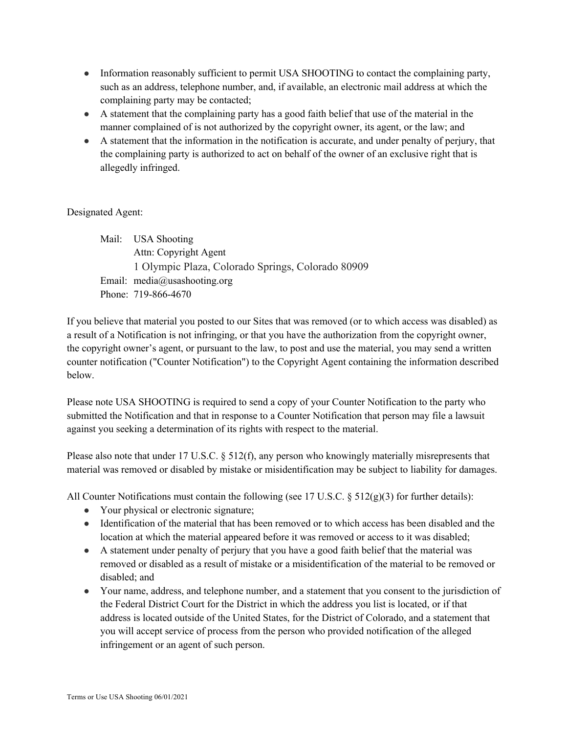- Information reasonably sufficient to permit USA SHOOTING to contact the complaining party, such as an address, telephone number, and, if available, an electronic mail address at which the complaining party may be contacted;
- A statement that the complaining party has a good faith belief that use of the material in the manner complained of is not authorized by the copyright owner, its agent, or the law; and
- A statement that the information in the notification is accurate, and under penalty of perjury, that the complaining party is authorized to act on behalf of the owner of an exclusive right that is allegedly infringed.

Designated Agent:

Mail: USA Shooting
Attn: Copyright Agent
1 Olympic Plaza, Colorado Springs, Colorado 80909
Email: media@usashooting.org
Phone: 719-866-4670

If you believe that material you posted to our Sites that was removed (or to which access was disabled) as a result of a Notification is not infringing, or that you have the authorization from the copyright owner, the copyright owner's agent, or pursuant to the law, to post and use the material, you may send a written counter notification ("Counter Notification") to the Copyright Agent containing the information described below.

Please note USA SHOOTING is required to send a copy of your Counter Notification to the party who submitted the Notification and that in response to a Counter Notification that person may file a lawsuit against you seeking a determination of its rights with respect to the material.

Please also note that under 17 U.S.C. § 512(f), any person who knowingly materially misrepresents that material was removed or disabled by mistake or misidentification may be subject to liability for damages.

All Counter Notifications must contain the following (see 17 U.S.C. § 512(g)(3) for further details):

- Your physical or electronic signature;
- Identification of the material that has been removed or to which access has been disabled and the location at which the material appeared before it was removed or access to it was disabled;
- A statement under penalty of perjury that you have a good faith belief that the material was removed or disabled as a result of mistake or a misidentification of the material to be removed or disabled; and
- Your name, address, and telephone number, and a statement that you consent to the jurisdiction of the Federal District Court for the District in which the address you list is located, or if that address is located outside of the United States, for the District of Colorado, and a statement that you will accept service of process from the person who provided notification of the alleged infringement or an agent of such person.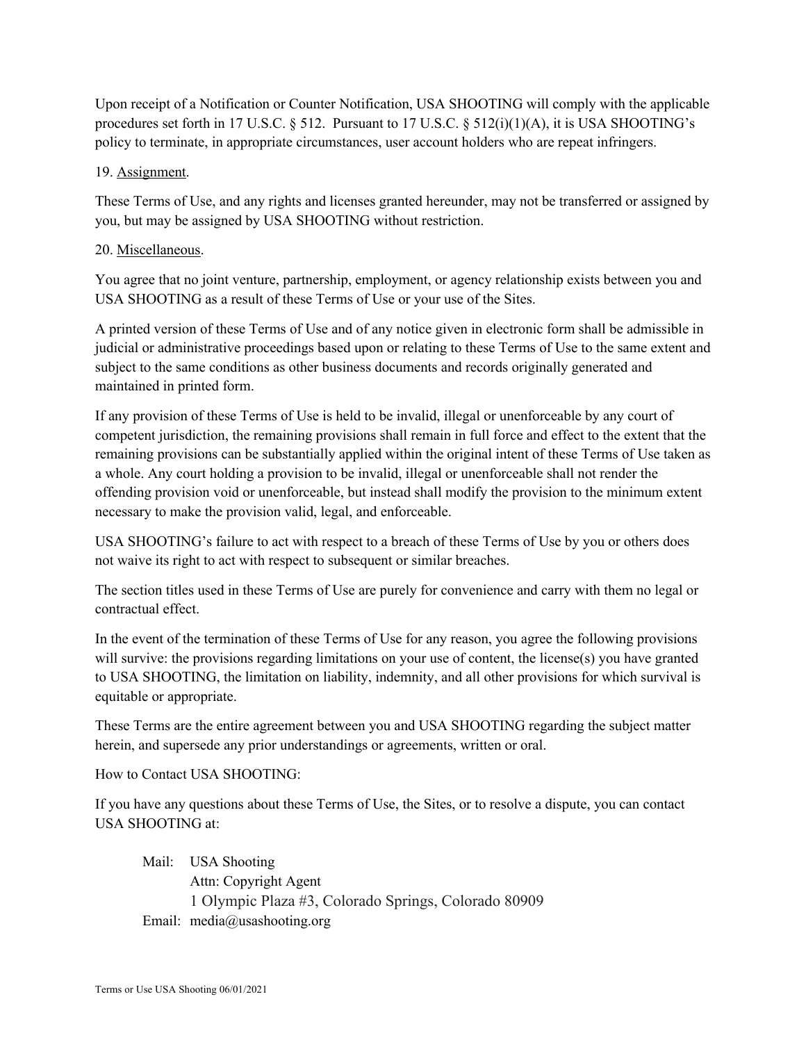Upon receipt of a Notification or Counter Notification, USA SHOOTING will comply with the applicable procedures set forth in 17 U.S.C. § 512. Pursuant to 17 U.S.C. § 512(i)(1)(A), it is USA SHOOTING's policy to terminate, in appropriate circumstances, user account holders who are repeat infringers.

19. Assignment.

These Terms of Use, and any rights and licenses granted hereunder, may not be transferred or assigned by you, but may be assigned by USA SHOOTING without restriction.

20. Miscellaneous.

You agree that no joint venture, partnership, employment, or agency relationship exists between you and USA SHOOTING as a result of these Terms of Use or your use of the Sites.

A printed version of these Terms of Use and of any notice given in electronic form shall be admissible in judicial or administrative proceedings based upon or relating to these Terms of Use to the same extent and subject to the same conditions as other business documents and records originally generated and maintained in printed form.

If any provision of these Terms of Use is held to be invalid, illegal or unenforceable by any court of competent jurisdiction, the remaining provisions shall remain in full force and effect to the extent that the remaining provisions can be substantially applied within the original intent of these Terms of Use taken as a whole. Any court holding a provision to be invalid, illegal or unenforceable shall not render the offending provision void or unenforceable, but instead shall modify the provision to the minimum extent necessary to make the provision valid, legal, and enforceable.

USA SHOOTING's failure to act with respect to a breach of these Terms of Use by you or others does not waive its right to act with respect to subsequent or similar breaches.

The section titles used in these Terms of Use are purely for convenience and carry with them no legal or contractual effect.

In the event of the termination of these Terms of Use for any reason, you agree the following provisions will survive: the provisions regarding limitations on your use of content, the license(s) you have granted to USA SHOOTING, the limitation on liability, indemnity, and all other provisions for which survival is equitable or appropriate.

These Terms are the entire agreement between you and USA SHOOTING regarding the subject matter herein, and supersede any prior understandings or agreements, written or oral.

How to Contact USA SHOOTING:

If you have any questions about these Terms of Use, the Sites, or to resolve a dispute, you can contact USA SHOOTING at:

Mail: USA Shooting
Attn: Copyright Agent
1 Olympic Plaza #3, Colorado Springs, Colorado 80909
Email: media@usashooting.org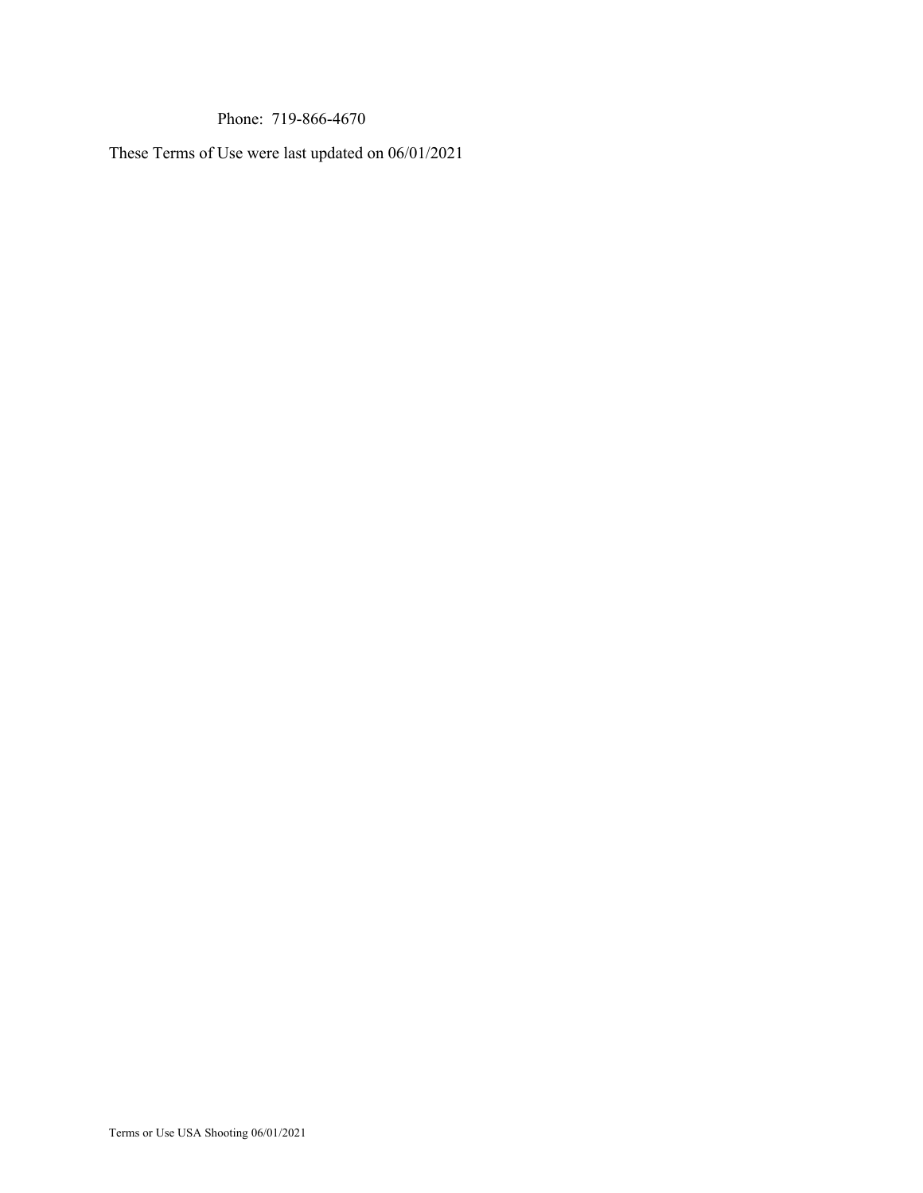Phone: 719-866-4670

These Terms of Use were last updated on 06/01/2021